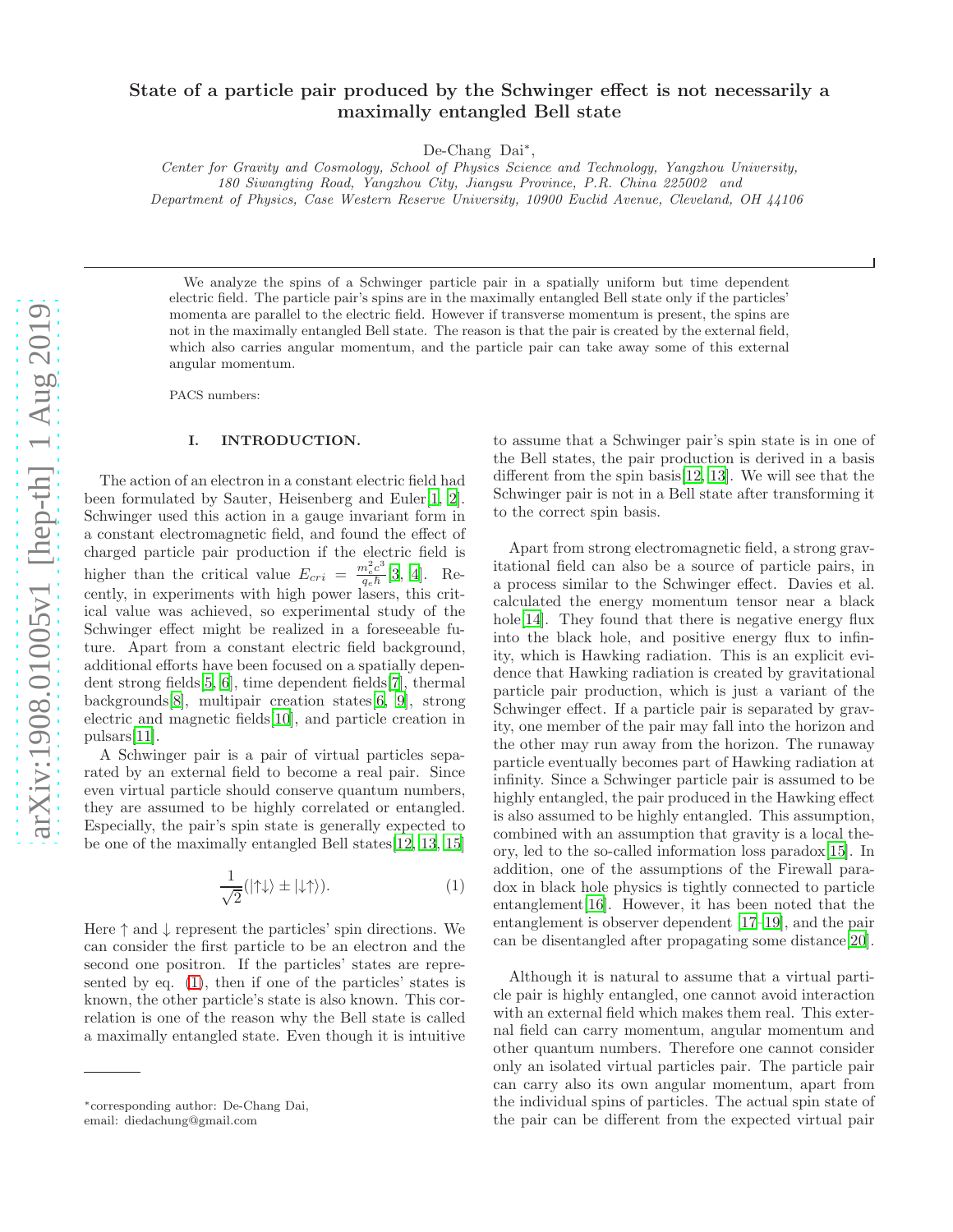# State of a particle pair produced by the Schwinger effect is not necessarily a maximally entangled Bell state

De-Chang Dai*,

*Center for Gravity and Cosmology, School of Physics Science and Technology, Yangzhou University, 180 Siwangting Road, Yangzhou City, Jiangsu Province, P.R. China 225002 and Department of Physics, Case Western Reserve University, 10900 Euclid Avenue, Cleveland, OH 44106*

We analyze the spins of a Schwinger particle pair in a spatially uniform but time dependent electric field. The particle pair's spins are in the maximally entangled Bell state only if the particles' momenta are parallel to the electric field. However if transverse momentum is present, the spins are not in the maximally entangled Bell state. The reason is that the pair is created by the external field, which also carries angular momentum, and the particle pair can take away some of this external angular momentum.

PACS numbers:

## I. INTRODUCTION.

The action of an electron in a constant electric field had been formulated by Sauter, Heisenberg and Euler[1, 2]. Schwinger used this action in a gauge invariant form in a constant electromagnetic field, and found the effect of charged particle pair production if the electric field is higher than the critical value $E_{cri} = \frac{m_e^2 c^3}{q_e \hbar}$[3, 4]. Recently, in experiments with high power lasers, this critical value was achieved, so experimental study of the Schwinger effect might be realized in a foreseeable future. Apart from a constant electric field background, additional efforts have been focused on a spatially dependent strong fields[5, 6], time dependent fields[7], thermal backgrounds[8], multipair creation states[6, 9], strong electric and magnetic fields[10], and particle creation in pulsars[11].

A Schwinger pair is a pair of virtual particles separated by an external field to become a real pair. Since even virtual particle should conserve quantum numbers, they are assumed to be highly correlated or entangled. Especially, the pair's spin state is generally expected to be one of the maximally entangled Bell states[12, 13, 15]

$$\frac{1}{\sqrt{2}}(|\uparrow\downarrow\rangle \pm |\downarrow\uparrow\rangle). \tag{1}$$

Here $\uparrow$ and $\downarrow$ represent the particles' spin directions. We can consider the first particle to be an electron and the second one positron. If the particles' states are represented by eq. (1), then if one of the particles' states is known, the other particle's state is also known. This correlation is one of the reason why the Bell state is called a maximally entangled state. Even though it is intuitive to assume that a Schwinger pair's spin state is in one of the Bell states, the pair production is derived in a basis different from the spin basis[12, 13]. We will see that the Schwinger pair is not in a Bell state after transforming it to the correct spin basis.

Apart from strong electromagnetic field, a strong gravitational field can also be a source of particle pairs, in a process similar to the Schwinger effect. Davies et al. calculated the energy momentum tensor near a black hole[14]. They found that there is negative energy flux into the black hole, and positive energy flux to infinity, which is Hawking radiation. This is an explicit evidence that Hawking radiation is created by gravitational particle pair production, which is just a variant of the Schwinger effect. If a particle pair is separated by gravity, one member of the pair may fall into the horizon and the other may run away from the horizon. The runaway particle eventually becomes part of Hawking radiation at infinity. Since a Schwinger particle pair is assumed to be highly entangled, the pair produced in the Hawking effect is also assumed to be highly entangled. This assumption, combined with an assumption that gravity is a local theory, led to the so-called information loss paradox[15]. In addition, one of the assumptions of the Firewall paradox in black hole physics is tightly connected to particle entanglement[16]. However, it has been noted that the entanglement is observer dependent [17–19], and the pair can be disentangled after propagating some distance[20].

Although it is natural to assume that a virtual particle pair is highly entangled, one cannot avoid interaction with an external field which makes them real. This external field can carry momentum, angular momentum and other quantum numbers. Therefore one cannot consider only an isolated virtual particles pair. The particle pair can carry also its own angular momentum, apart from the individual spins of particles. The actual spin state of the pair can be different from the expected virtual pair

*corresponding author: De-Chang Dai, email: diedachung@gmail.com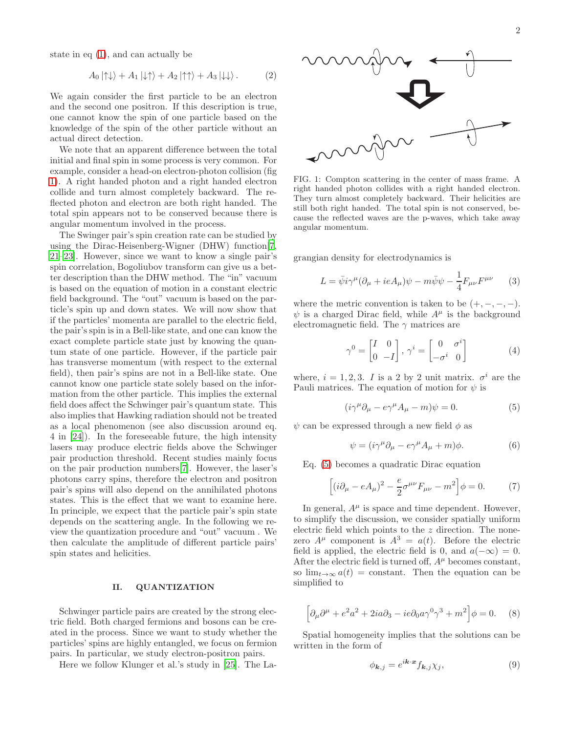state in eq (1), and can actually be

$$A_0 \left|\uparrow\downarrow\right\rangle + A_1 \left|\downarrow\uparrow\right\rangle + A_2 \left|\uparrow\uparrow\right\rangle + A_3 \left|\downarrow\downarrow\right\rangle . \tag{2}$$

We again consider the first particle to be an electron and the second one positron. If this description is true, one cannot know the spin of one particle based on the knowledge of the spin of the other particle without an actual direct detection.

We note that an apparent difference between the total initial and final spin in some process is very common. For example, consider a head-on electron-photon collision (fig 1). A right handed photon and a right handed electron collide and turn almost completely backward. The reflected photon and electron are both right handed. The total spin appears not to be conserved because there is angular momentum involved in the process.

The Swinger pair's spin creation rate can be studied by using the Dirac-Heisenberg-Wigner (DHW) function[7, 21–23]. However, since we want to know a single pair's spin correlation, Bogoliubov transform can give us a better description than the DHW method. The "in" vacuum is based on the equation of motion in a constant electric field background. The "out" vacuum is based on the particle's spin up and down states. We will now show that if the particles' momenta are parallel to the electric field, the pair's spin is in a Bell-like state, and one can know the exact complete particle state just by knowing the quantum state of one particle. However, if the particle pair has transverse momentum (with respect to the external field), then pair's spins are not in a Bell-like state. One cannot know one particle state solely based on the information from the other particle. This implies the external field does affect the Schwinger pair's quantum state. This also implies that Hawking radiation should not be treated as a local phenomenon (see also discussion around eq. 4 in [24]). In the foreseeable future, the high intensity lasers may produce electric fields above the Schwinger pair production threshold. Recent studies mainly focus on the pair production numbers[7]. However, the laser's photons carry spins, therefore the electron and positron pair's spins will also depend on the annihilated photons states. This is the effect that we want to examine here. In principle, we expect that the particle pair's spin state depends on the scattering angle. In the following we review the quantization procedure and "out" vacuum . We then calculate the amplitude of different particle pairs' spin states and helicities.

## II. QUANTIZATION

Schwinger particle pairs are created by the strong electric field. Both charged fermions and bosons can be created in the process. Since we want to study whether the particles' spins are highly entangled, we focus on fermion pairs. In particular, we study electron-positron pairs.

Here we follow Klunger et al.'s study in [25]. The La-

FIG. 1: Compton scattering in the center of mass frame. A right handed photon collides with a right handed electron. They turn almost completely backward. Their helicities are still both right handed. The total spin is not conserved, because the reflected waves are the p-waves, which take away angular momentum.

grangian density for electrodynamics is

$$L = \bar{\psi} i\gamma^\mu(\partial_\mu + ieA_\mu)\psi - m\bar{\psi}\psi - \frac{1}{4}F_{\mu\nu}F^{\mu\nu} \tag{3}$$

where the metric convention is taken to be $(+,-,-,-)$. $\psi$ is a charged Dirac field, while $A^\mu$ is the background electromagnetic field. The $\gamma$ matrices are

$$\gamma^0 = \begin{bmatrix} I & 0 \\ 0 & -I \end{bmatrix}, \; \gamma^i = \begin{bmatrix} 0 & \sigma^i \\ -\sigma^i & 0 \end{bmatrix} \tag{4}$$

where, $i = 1, 2, 3$. $I$ is a 2 by 2 unit matrix. $\sigma^i$ are the Pauli matrices. The equation of motion for $\psi$ is

$$(i\gamma^\mu\partial_\mu - e\gamma^\mu A_\mu - m)\psi = 0. \tag{5}$$

$\psi$ can be expressed through a new field $\phi$ as

$$\psi = (i\gamma^\mu\partial_\mu - e\gamma^\mu A_\mu + m)\phi. \tag{6}$$

Eq. (5) becomes a quadratic Dirac equation

$$\left[(i\partial_\mu - eA_\mu)^2 - \frac{e}{2}\sigma^{\mu\nu}F_{\mu\nu} - m^2\right]\phi = 0. \tag{7}$$

In general, $A^\mu$ is space and time dependent. However, to simplify the discussion, we consider spatially uniform electric field which points to the $z$ direction. The nonezero $A^\mu$ component is $A^3 = a(t)$. Before the electric field is applied, the electric field is 0, and $a(-\infty) = 0$. After the electric field is turned off, $A^\mu$ becomes constant, so $\lim_{t\to\infty} a(t) =$ constant. Then the equation can be simplified to

$$\left[\partial_\mu\partial^\mu + e^2a^2 + 2ia\partial_3 - ie\partial_0 a\gamma^0\gamma^3 + m^2\right]\phi = 0. \tag{8}$$

Spatial homogeneity implies that the solutions can be written in the form of

$$\phi_{\boldsymbol{k},j} = e^{i\boldsymbol{k}\cdot\boldsymbol{x}} f_{\boldsymbol{k},j}\chi_j, \tag{9}$$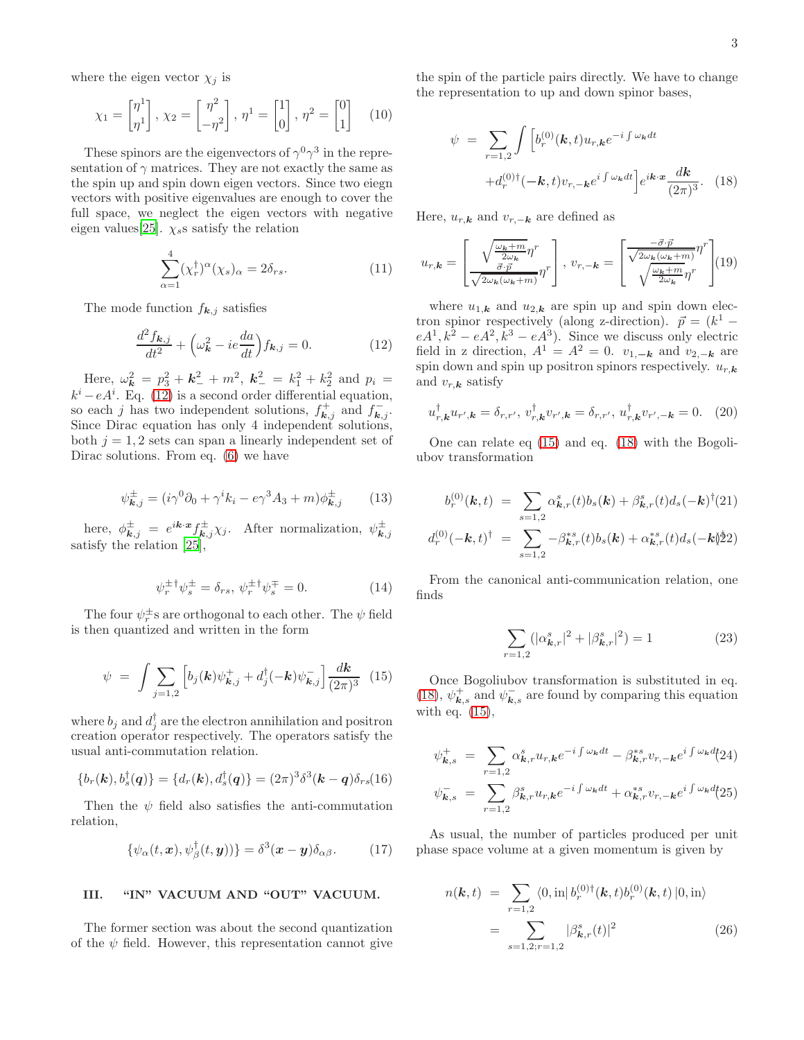where the eigen vector $\chi_j$ is

$$\chi_1 = \begin{bmatrix} \eta^1 \\ \eta^1 \end{bmatrix},\ \chi_2 = \begin{bmatrix} \eta^2 \\ -\eta^2 \end{bmatrix},\ \eta^1 = \begin{bmatrix} 1 \\ 0 \end{bmatrix},\ \eta^2 = \begin{bmatrix} 0 \\ 1 \end{bmatrix} \quad (10)$$

These spinors are the eigenvectors of $\gamma^0\gamma^3$ in the representation of $\gamma$ matrices. They are not exactly the same as the spin up and spin down eigen vectors. Since two eiegn vectors with positive eigenvalues are enough to cover the full space, we neglect the eigen vectors with negative eigen values[25]. $\chi_s$s satisfy the relation

$$\sum_{\alpha=1}^{4} (\chi_r^\dagger)^\alpha (\chi_s)_\alpha = 2\delta_{rs}. \quad (11)$$

The mode function $f_{\boldsymbol{k},j}$ satisfies

$$\frac{d^2 f_{\boldsymbol{k},j}}{dt^2} + \left(\omega_{\boldsymbol{k}}^2 - ie\frac{da}{dt}\right) f_{\boldsymbol{k},j} = 0. \quad (12)$$

Here, $\omega_{\boldsymbol{k}}^2 = p_3^2 + \boldsymbol{k}_-^2 + m^2$, $\boldsymbol{k}_-^2 = k_1^2 + k_2^2$ and $p_i = k^i - eA^i$. Eq. (12) is a second order differential equation, so each $j$ has two independent solutions, $f_{\boldsymbol{k},j}^+$ and $f_{\boldsymbol{k},j}^-$. Since Dirac equation has only 4 independent solutions, both $j = 1, 2$ sets can span a linearly independent set of Dirac solutions. From eq. (6) we have

$$\psi_{\boldsymbol{k},j}^\pm = (i\gamma^0\partial_0 + \gamma^i k_i - e\gamma^3 A_3 + m)\phi_{\boldsymbol{k},j}^\pm \quad (13)$$

here, $\phi_{\boldsymbol{k},j}^\pm = e^{i\boldsymbol{k}\cdot\boldsymbol{x}} f_{\boldsymbol{k},j}^\pm \chi_j$. After normalization, $\psi_{\boldsymbol{k},j}^\pm$ satisfy the relation [25],

$$\psi_r^{\pm\dagger}\psi_s^\pm = \delta_{rs},\ \psi_r^{\pm\dagger}\psi_s^\mp = 0. \quad (14)$$

The four $\psi_r^\pm$s are orthogonal to each other. The $\psi$ field is then quantized and written in the form

$$\psi = \int \sum_{j=1,2} \left[ b_j(\boldsymbol{k})\psi_{\boldsymbol{k},j}^+ + d_j^\dagger(-\boldsymbol{k})\psi_{\boldsymbol{k},j}^- \right] \frac{d\boldsymbol{k}}{(2\pi)^3} \quad (15)$$

where $b_j$ and $d_j^\dagger$ are the electron annihilation and positron creation operator respectively. The operators satisfy the usual anti-commutation relation.

$$\{b_r(\boldsymbol{k}), b_s^\dagger(\boldsymbol{q})\} = \{d_r(\boldsymbol{k}), d_s^\dagger(\boldsymbol{q})\} = (2\pi)^3\delta^3(\boldsymbol{k}-\boldsymbol{q})\delta_{rs} \quad (16)$$

Then the $\psi$ field also satisfies the anti-commutation relation,

$$\{\psi_\alpha(t,\boldsymbol{x}), \psi_\beta^\dagger(t,\boldsymbol{y})\} = \delta^3(\boldsymbol{x}-\boldsymbol{y})\delta_{\alpha\beta}. \quad (17)$$

## III. "IN" VACUUM AND "OUT" VACUUM.

The former section was about the second quantization of the $\psi$ field. However, this representation cannot give the spin of the particle pairs directly. We have to change the representation to up and down spinor bases,

$$\psi = \sum_{r=1,2} \int \Big[ b_r^{(0)}(\boldsymbol{k},t) u_{r,\boldsymbol{k}} e^{-i\int \omega_{\boldsymbol{k}} dt} + d_r^{(0)\dagger}(-\boldsymbol{k},t) v_{r,-\boldsymbol{k}} e^{i\int \omega_{\boldsymbol{k}} dt} \Big] e^{i\boldsymbol{k}\cdot\boldsymbol{x}} \frac{d\boldsymbol{k}}{(2\pi)^3}. \quad (18)$$

Here, $u_{r,\boldsymbol{k}}$ and $v_{r,-\boldsymbol{k}}$ are defined as

$$u_{r,\boldsymbol{k}} = \begin{bmatrix} \sqrt{\frac{\omega_{\boldsymbol{k}}+m}{2\omega_{\boldsymbol{k}}}}\eta^r \\ \frac{\vec{\sigma}\cdot\vec{p}}{\sqrt{2\omega_{\boldsymbol{k}}(\omega_{\boldsymbol{k}}+m)}}\eta^r \end{bmatrix},\ v_{r,-\boldsymbol{k}} = \begin{bmatrix} \frac{-\vec{\sigma}\cdot\vec{p}}{\sqrt{2\omega_{\boldsymbol{k}}(\omega_{\boldsymbol{k}}+m)}}\eta^r \\ \sqrt{\frac{\omega_{\boldsymbol{k}}+m}{2\omega_{\boldsymbol{k}}}}\eta^r \end{bmatrix} \quad (19)$$

where $u_{1,\boldsymbol{k}}$ and $u_{2,\boldsymbol{k}}$ are spin up and spin down electron spinor respectively (along z-direction). $\vec{p} = (k^1 - eA^1, k^2 - eA^2, k^3 - eA^3)$. Since we discuss only electric field in z direction, $A^1 = A^2 = 0$. $v_{1,-\boldsymbol{k}}$ and $v_{2,-\boldsymbol{k}}$ are spin down and spin up positron spinors respectively. $u_{r,\boldsymbol{k}}$ and $v_{r,\boldsymbol{k}}$ satisfy

$$u_{r,\boldsymbol{k}}^\dagger u_{r',\boldsymbol{k}} = \delta_{r,r'},\ v_{r,\boldsymbol{k}}^\dagger v_{r',\boldsymbol{k}} = \delta_{r,r'},\ u_{r,\boldsymbol{k}}^\dagger v_{r',-\boldsymbol{k}} = 0. \quad (20)$$

One can relate eq (15) and eq. (18) with the Bogoliubov transformation

$$b_r^{(0)}(\boldsymbol{k},t) = \sum_{s=1,2} \alpha_{\boldsymbol{k},r}^s(t) b_s(\boldsymbol{k}) + \beta_{\boldsymbol{k},r}^s(t) d_s(-\boldsymbol{k})^\dagger \quad (21)$$

$$d_r^{(0)}(-\boldsymbol{k},t)^\dagger = \sum_{s=1,2} -\beta_{\boldsymbol{k},r}^{*s}(t) b_s(\boldsymbol{k}) + \alpha_{\boldsymbol{k},r}^{*s}(t) d_s(-\boldsymbol{k})^\dagger \quad (22)$$

From the canonical anti-communication relation, one finds

$$\sum_{r=1,2} (|\alpha_{\boldsymbol{k},r}^s|^2 + |\beta_{\boldsymbol{k},r}^s|^2) = 1 \quad (23)$$

Once Bogoliubov transformation is substituted in eq. (18), $\psi_{\boldsymbol{k},s}^+$ and $\psi_{\boldsymbol{k},s}^-$ are found by comparing this equation with eq. (15),

$$\psi_{\boldsymbol{k},s}^+ = \sum_{r=1,2} \alpha_{\boldsymbol{k},r}^s u_{r,\boldsymbol{k}} e^{-i\int \omega_{\boldsymbol{k}} dt} - \beta_{\boldsymbol{k},r}^{*s} v_{r,-\boldsymbol{k}} e^{i\int \omega_{\boldsymbol{k}} dt} \quad (24)$$

$$\psi_{\boldsymbol{k},s}^- = \sum_{r=1,2} \beta_{\boldsymbol{k},r}^s u_{r,\boldsymbol{k}} e^{-i\int \omega_{\boldsymbol{k}} dt} + \alpha_{\boldsymbol{k},r}^{*s} v_{r,-\boldsymbol{k}} e^{i\int \omega_{\boldsymbol{k}} dt} \quad (25)$$

As usual, the number of particles produced per unit phase space volume at a given momentum is given by

$$n(\boldsymbol{k},t) = \sum_{r=1,2} \langle 0, \text{in}|\, b_r^{(0)\dagger}(\boldsymbol{k},t) b_r^{(0)}(\boldsymbol{k},t)\, |0, \text{in}\rangle = \sum_{s=1,2;r=1,2} |\beta_{\boldsymbol{k},r}^s(t)|^2 \quad (26)$$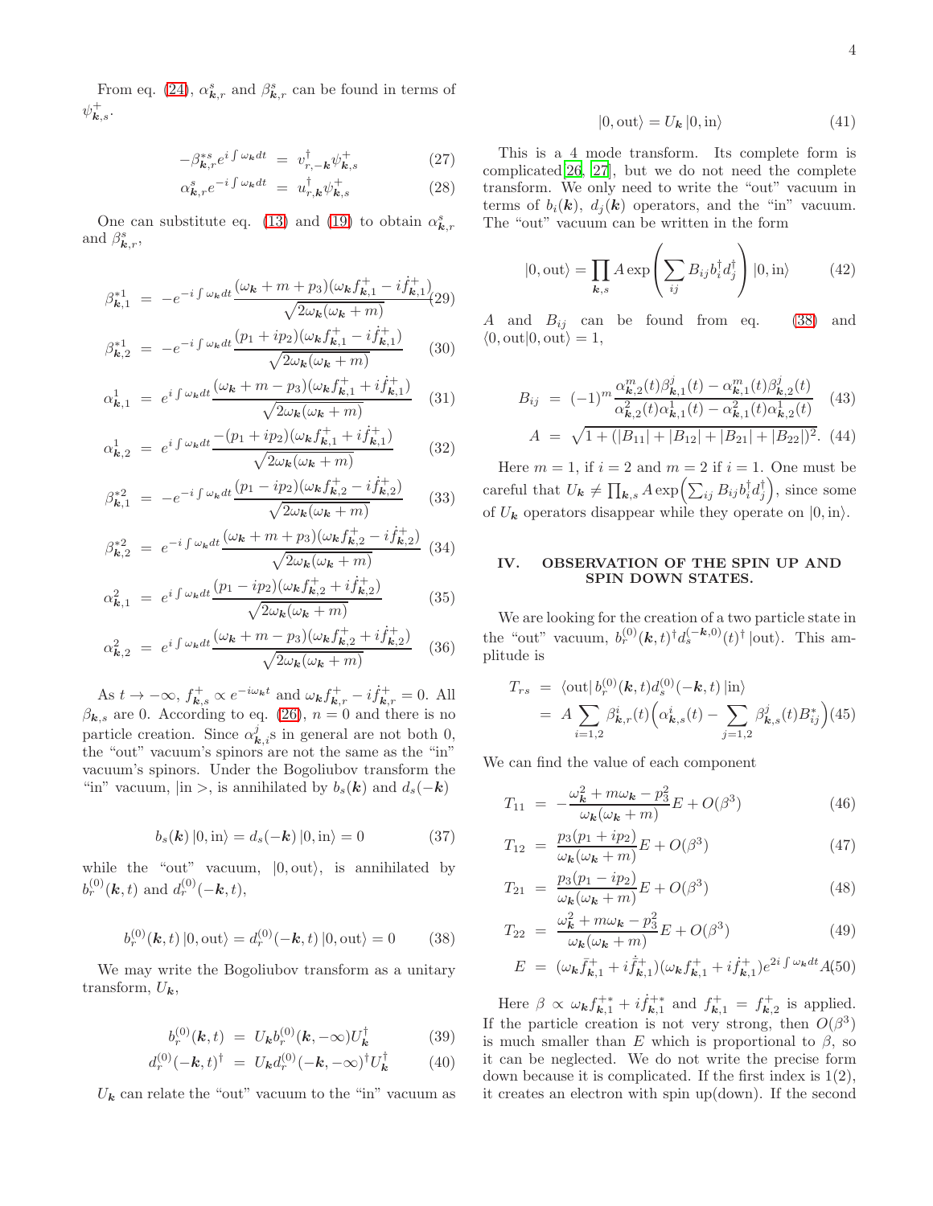From eq. (24), $\alpha^s_{\boldsymbol{k},r}$ and $\beta^s_{\boldsymbol{k},r}$ can be found in terms of $\psi^+_{\boldsymbol{k},s}$.

$$-\beta^{*s}_{\boldsymbol{k},r} e^{i\int \omega_{\boldsymbol{k}} dt} = v^\dagger_{r,-\boldsymbol{k}} \psi^+_{\boldsymbol{k},s} \quad (27)$$

$$\alpha^s_{\boldsymbol{k},r} e^{-i\int \omega_{\boldsymbol{k}} dt} = u^\dagger_{r,\boldsymbol{k}} \psi^+_{\boldsymbol{k},s} \quad (28)$$

One can substitute eq. (13) and (19) to obtain $\alpha^s_{\boldsymbol{k},r}$ and $\beta^s_{\boldsymbol{k},r}$,

$$\beta^{*1}_{\boldsymbol{k},1} = -e^{-i\int \omega_{\boldsymbol{k}} dt} \frac{(\omega_{\boldsymbol{k}} + m + p_3)(\omega_{\boldsymbol{k}} f^+_{\boldsymbol{k},1} - i\dot{f}^+_{\boldsymbol{k},1})}{\sqrt{2\omega_{\boldsymbol{k}}(\omega_{\boldsymbol{k}} + m)}} \quad (29)$$

$$\beta^{*1}_{\boldsymbol{k},2} = -e^{-i\int \omega_{\boldsymbol{k}} dt} \frac{(p_1 + ip_2)(\omega_{\boldsymbol{k}} f^+_{\boldsymbol{k},1} - i\dot{f}^+_{\boldsymbol{k},1})}{\sqrt{2\omega_{\boldsymbol{k}}(\omega_{\boldsymbol{k}} + m)}} \quad (30)$$

$$\alpha^1_{\boldsymbol{k},1} = e^{i\int \omega_{\boldsymbol{k}} dt} \frac{(\omega_{\boldsymbol{k}} + m - p_3)(\omega_{\boldsymbol{k}} f^+_{\boldsymbol{k},1} + i\dot{f}^+_{\boldsymbol{k},1})}{\sqrt{2\omega_{\boldsymbol{k}}(\omega_{\boldsymbol{k}} + m)}} \quad (31)$$

$$\alpha^1_{\boldsymbol{k},2} = e^{i\int \omega_{\boldsymbol{k}} dt} \frac{-(p_1 + ip_2)(\omega_{\boldsymbol{k}} f^+_{\boldsymbol{k},1} + i\dot{f}^+_{\boldsymbol{k},1})}{\sqrt{2\omega_{\boldsymbol{k}}(\omega_{\boldsymbol{k}} + m)}} \quad (32)$$

$$\beta^{*2}_{\boldsymbol{k},1} = -e^{-i\int \omega_{\boldsymbol{k}} dt} \frac{(p_1 - ip_2)(\omega_{\boldsymbol{k}} f^+_{\boldsymbol{k},2} - i\dot{f}^+_{\boldsymbol{k},2})}{\sqrt{2\omega_{\boldsymbol{k}}(\omega_{\boldsymbol{k}} + m)}} \quad (33)$$

$$\beta^{*2}_{\boldsymbol{k},2} = e^{-i\int \omega_{\boldsymbol{k}} dt} \frac{(\omega_{\boldsymbol{k}} + m + p_3)(\omega_{\boldsymbol{k}} f^+_{\boldsymbol{k},2} - i\dot{f}^+_{\boldsymbol{k},2})}{\sqrt{2\omega_{\boldsymbol{k}}(\omega_{\boldsymbol{k}} + m)}} \quad (34)$$

$$\alpha^2_{\boldsymbol{k},1} = e^{i\int \omega_{\boldsymbol{k}} dt} \frac{(p_1 - ip_2)(\omega_{\boldsymbol{k}} f^+_{\boldsymbol{k},2} + i\dot{f}^+_{\boldsymbol{k},2})}{\sqrt{2\omega_{\boldsymbol{k}}(\omega_{\boldsymbol{k}} + m)}} \quad (35)$$

$$\alpha^2_{\boldsymbol{k},2} = e^{i\int \omega_{\boldsymbol{k}} dt} \frac{(\omega_{\boldsymbol{k}} + m - p_3)(\omega_{\boldsymbol{k}} f^+_{\boldsymbol{k},2} + i\dot{f}^+_{\boldsymbol{k},2})}{\sqrt{2\omega_{\boldsymbol{k}}(\omega_{\boldsymbol{k}} + m)}} \quad (36)$$

As $t \to -\infty$, $f^+_{\boldsymbol{k},s} \propto e^{-i\omega_{\boldsymbol{k}} t}$ and $\omega_{\boldsymbol{k}} f^+_{\boldsymbol{k},r} - i\dot{f}^+_{\boldsymbol{k},r} = 0$. All $\beta_{\boldsymbol{k},s}$ are 0. According to eq. (26), $n = 0$ and there is no particle creation. Since $\alpha^j_{\boldsymbol{k},i}$s in general are not both 0, the "out" vacuum's spinors are not the same as the "in" vacuum's spinors. Under the Bogoliubov transform the "in" vacuum, $|\text{in}>$, is annihilated by $b_s(\boldsymbol{k})$ and $d_s(-\boldsymbol{k})$

$$b_s(\boldsymbol{k})\,|0,\text{in}\rangle = d_s(-\boldsymbol{k})\,|0,\text{in}\rangle = 0 \quad (37)$$

while the "out" vacuum, $|0,\text{out}\rangle$, is annihilated by $b^{(0)}_r(\boldsymbol{k},t)$ and $d^{(0)}_r(-\boldsymbol{k},t)$,

$$b^{(0)}_r(\boldsymbol{k},t)\,|0,\text{out}\rangle = d^{(0)}_r(-\boldsymbol{k},t)\,|0,\text{out}\rangle = 0 \quad (38)$$

We may write the Bogoliubov transform as a unitary transform, $U_{\boldsymbol{k}}$,

$$b^{(0)}_r(\boldsymbol{k},t) = U_{\boldsymbol{k}} b^{(0)}_r(\boldsymbol{k},-\infty) U^\dagger_{\boldsymbol{k}} \quad (39)$$

$$d^{(0)}_r(-\boldsymbol{k},t)^\dagger = U_{\boldsymbol{k}} d^{(0)}_r(-\boldsymbol{k},-\infty)^\dagger U^\dagger_{\boldsymbol{k}} \quad (40)$$

$U_{\boldsymbol{k}}$ can relate the "out" vacuum to the "in" vacuum as

$$|0,\text{out}\rangle = U_{\boldsymbol{k}}\,|0,\text{in}\rangle \quad (41)$$

This is a 4 mode transform. Its complete form is complicated[26, 27], but we do not need the complete transform. We only need to write the "out" vacuum in terms of $b_i(\boldsymbol{k})$, $d_j(\boldsymbol{k})$ operators, and the "in" vacuum. The "out" vacuum can be written in the form

$$|0,\text{out}\rangle = \prod_{\boldsymbol{k},s} A \exp\left(\sum_{ij} B_{ij} b^\dagger_i d^\dagger_j\right)|0,\text{in}\rangle \quad (42)$$

$A$ and $B_{ij}$ can be found from eq. (38) and $\langle 0,\text{out}|0,\text{out}\rangle = 1$,

$$B_{ij} = (-1)^m \frac{\alpha^m_{\boldsymbol{k},2}(t)\beta^j_{\boldsymbol{k},1}(t) - \alpha^m_{\boldsymbol{k},1}(t)\beta^j_{\boldsymbol{k},2}(t)}{\alpha^2_{\boldsymbol{k},2}(t)\alpha^1_{\boldsymbol{k},1}(t) - \alpha^2_{\boldsymbol{k},1}(t)\alpha^1_{\boldsymbol{k},2}(t)} \quad (43)$$

$$A = \sqrt{1 + (|B_{11}| + |B_{12}| + |B_{21}| + |B_{22}|)^2}. \quad (44)$$

Here $m = 1$, if $i = 2$ and $m = 2$ if $i = 1$. One must be careful that $U_{\boldsymbol{k}} \neq \prod_{\boldsymbol{k},s} A \exp\left(\sum_{ij} B_{ij} b^\dagger_i d^\dagger_j\right)$, since some of $U_{\boldsymbol{k}}$ operators disappear while they operate on $|0,\text{in}\rangle$.

## IV. OBSERVATION OF THE SPIN UP AND SPIN DOWN STATES.

We are looking for the creation of a two particle state in the "out" vacuum, $b^{(0)}_r(\boldsymbol{k},t)^\dagger d^{(-\boldsymbol{k},0)}_s(t)^\dagger\,|\text{out}\rangle$. This amplitude is

$$\begin{aligned} T_{rs} &= \langle\text{out}|\, b^{(0)}_r(\boldsymbol{k},t) d^{(0)}_s(-\boldsymbol{k},t)\,|\text{in}\rangle \\ &= A \sum_{i=1,2} \beta^i_{\boldsymbol{k},r}(t)\Big(\alpha^i_{\boldsymbol{k},s}(t) - \sum_{j=1,2} \beta^j_{\boldsymbol{k},s}(t) B^*_{ij}\Big) \end{aligned} \quad (45)$$

We can find the value of each component

$$T_{11} = -\frac{\omega^2_{\boldsymbol{k}} + m\omega_{\boldsymbol{k}} - p_3^2}{\omega_{\boldsymbol{k}}(\omega_{\boldsymbol{k}} + m)} E + O(\beta^3) \quad (46)$$

$$T_{12} = \frac{p_3(p_1 + ip_2)}{\omega_{\boldsymbol{k}}(\omega_{\boldsymbol{k}} + m)} E + O(\beta^3) \quad (47)$$

$$T_{21} = \frac{p_3(p_1 - ip_2)}{\omega_{\boldsymbol{k}}(\omega_{\boldsymbol{k}} + m)} E + O(\beta^3) \quad (48)$$

$$T_{22} = \frac{\omega^2_{\boldsymbol{k}} + m\omega_{\boldsymbol{k}} - p_3^2}{\omega_{\boldsymbol{k}}(\omega_{\boldsymbol{k}} + m)} E + O(\beta^3) \quad (49)$$

$$E = (\omega_{\boldsymbol{k}} \bar{f}^+_{\boldsymbol{k},1} + i\dot{\bar{f}}^+_{\boldsymbol{k},1})(\omega_{\boldsymbol{k}} f^+_{\boldsymbol{k},1} + i\dot{f}^+_{\boldsymbol{k},1}) e^{2i\int \omega_{\boldsymbol{k}} dt} A \quad (50)$$

Here $\beta \propto \omega_{\boldsymbol{k}} f^{+*}_{\boldsymbol{k},1} + i\dot{f}^{+*}_{\boldsymbol{k},1}$ and $f^+_{\boldsymbol{k},1} = f^+_{\boldsymbol{k},2}$ is applied. If the particle creation is not very strong, then $O(\beta^3)$ is much smaller than $E$ which is proportional to $\beta$, so it can be neglected. We do not write the precise form down because it is complicated. If the first index is 1(2), it creates an electron with spin up(down). If the second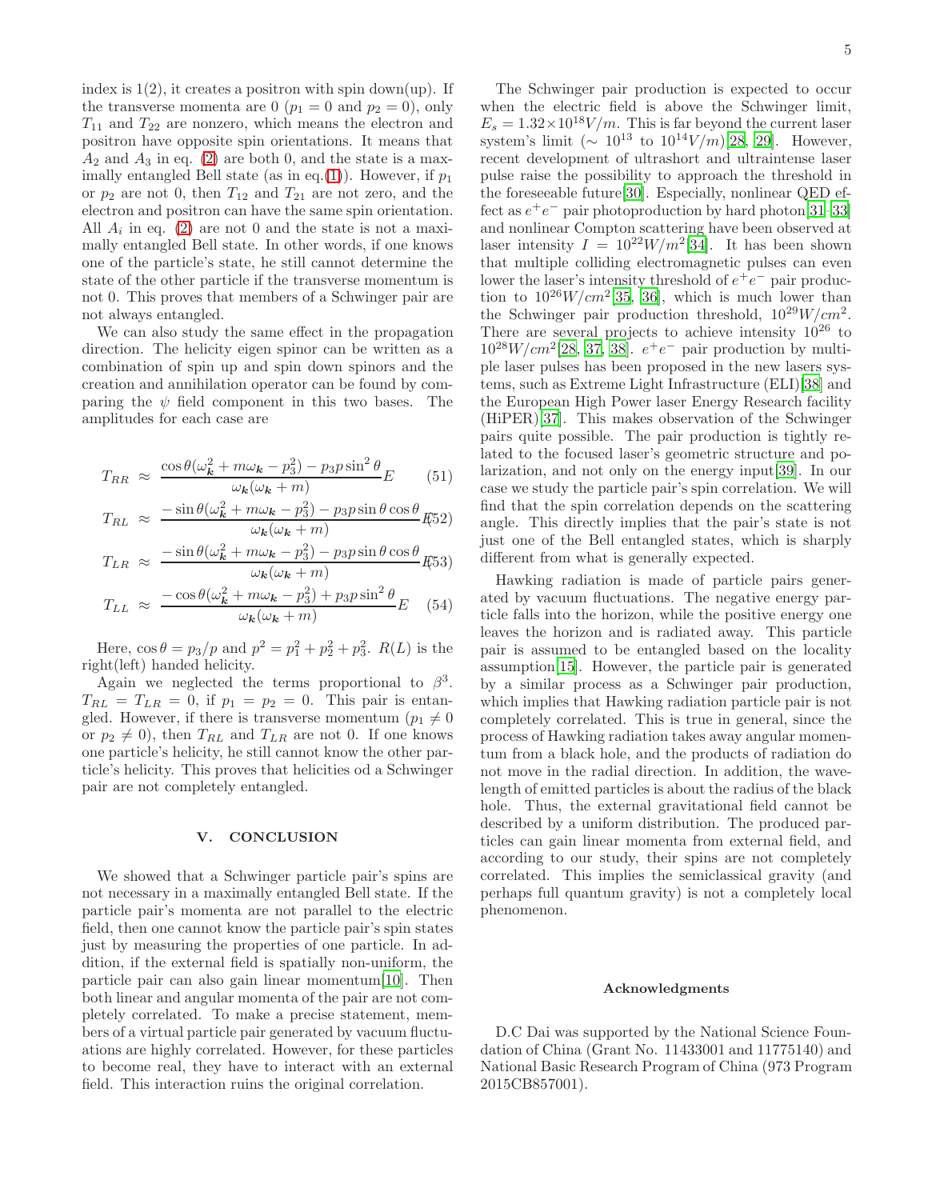index is 1(2), it creates a positron with spin down(up). If the transverse momenta are 0 ($p_1 = 0$ and $p_2 = 0$), only $T_{11}$ and $T_{22}$ are nonzero, which means the electron and positron have opposite spin orientations. It means that $A_2$ and $A_3$ in eq. (2) are both 0, and the state is a maximally entangled Bell state (as in eq.(1)). However, if $p_1$ or $p_2$ are not 0, then $T_{12}$ and $T_{21}$ are not zero, and the electron and positron can have the same spin orientation. All $A_i$ in eq. (2) are not 0 and the state is not a maximally entangled Bell state. In other words, if one knows one of the particle's state, he still cannot determine the state of the other particle if the transverse momentum is not 0. This proves that members of a Schwinger pair are not always entangled.

We can also study the same effect in the propagation direction. The helicity eigen spinor can be written as a combination of spin up and spin down spinors and the creation and annihilation operator can be found by comparing the $\psi$ field component in this two bases. The amplitudes for each case are

$$T_{RR} \approx \frac{\cos\theta(\omega_{\boldsymbol{k}}^2 + m\omega_{\boldsymbol{k}} - p_3^2) - p_3 p \sin^2\theta}{\omega_{\boldsymbol{k}}(\omega_{\boldsymbol{k}} + m)} E \tag{51}$$

$$T_{RL} \approx \frac{-\sin\theta(\omega_{\boldsymbol{k}}^2 + m\omega_{\boldsymbol{k}} - p_3^2) - p_3 p \sin\theta\cos\theta}{\omega_{\boldsymbol{k}}(\omega_{\boldsymbol{k}} + m)} E \tag{52}$$

$$T_{LR} \approx \frac{-\sin\theta(\omega_{\boldsymbol{k}}^2 + m\omega_{\boldsymbol{k}} - p_3^2) - p_3 p \sin\theta\cos\theta}{\omega_{\boldsymbol{k}}(\omega_{\boldsymbol{k}} + m)} E \tag{53}$$

$$T_{LL} \approx \frac{-\cos\theta(\omega_{\boldsymbol{k}}^2 + m\omega_{\boldsymbol{k}} - p_3^2) + p_3 p \sin^2\theta}{\omega_{\boldsymbol{k}}(\omega_{\boldsymbol{k}} + m)} E \tag{54}$$

Here, $\cos\theta = p_3/p$ and $p^2 = p_1^2 + p_2^2 + p_3^2$. $R(L)$ is the right(left) handed helicity.

Again we neglected the terms proportional to $\beta^3$. $T_{RL} = T_{LR} = 0$, if $p_1 = p_2 = 0$. This pair is entangled. However, if there is transverse momentum ($p_1 \neq 0$ or $p_2 \neq 0$), then $T_{RL}$ and $T_{LR}$ are not 0. If one knows one particle's helicity, he still cannot know the other particle's helicity. This proves that helicities od a Schwinger pair are not completely entangled.

## V. CONCLUSION

We showed that a Schwinger particle pair's spins are not necessary in a maximally entangled Bell state. If the particle pair's momenta are not parallel to the electric field, then one cannot know the particle pair's spin states just by measuring the properties of one particle. In addition, if the external field is spatially non-uniform, the particle pair can also gain linear momentum[10]. Then both linear and angular momenta of the pair are not completely correlated. To make a precise statement, members of a virtual particle pair generated by vacuum fluctuations are highly correlated. However, for these particles to become real, they have to interact with an external field. This interaction ruins the original correlation.

The Schwinger pair production is expected to occur when the electric field is above the Schwinger limit, $E_s = 1.32 \times 10^{18} V/m$. This is far beyond the current laser system's limit ($\sim 10^{13}$ to $10^{14} V/m$)[28, 29]. However, recent development of ultrashort and ultraintense laser pulse raise the possibility to approach the threshold in the foreseeable future[30]. Especially, nonlinear QED effect as $e^+e^-$ pair photoproduction by hard photon[31–33] and nonlinear Compton scattering have been observed at laser intensity $I = 10^{22} W/m^2$[34]. It has been shown that multiple colliding electromagnetic pulses can even lower the laser's intensity threshold of $e^+e^-$ pair production to $10^{26} W/cm^2$[35, 36], which is much lower than the Schwinger pair production threshold, $10^{29} W/cm^2$. There are several projects to achieve intensity $10^{26}$ to $10^{28} W/cm^2$[28, 37, 38]. $e^+e^-$ pair production by multiple laser pulses has been proposed in the new lasers systems, such as Extreme Light Infrastructure (ELI)[38] and the European High Power laser Energy Research facility (HiPER)[37]. This makes observation of the Schwinger pairs quite possible. The pair production is tightly related to the focused laser's geometric structure and polarization, and not only on the energy input[39]. In our case we study the particle pair's spin correlation. We will find that the spin correlation depends on the scattering angle. This directly implies that the pair's state is not just one of the Bell entangled states, which is sharply different from what is generally expected.

Hawking radiation is made of particle pairs generated by vacuum fluctuations. The negative energy particle falls into the horizon, while the positive energy one leaves the horizon and is radiated away. This particle pair is assumed to be entangled based on the locality assumption[15]. However, the particle pair is generated by a similar process as a Schwinger pair production, which implies that Hawking radiation particle pair is not completely correlated. This is true in general, since the process of Hawking radiation takes away angular momentum from a black hole, and the products of radiation do not move in the radial direction. In addition, the wavelength of emitted particles is about the radius of the black hole. Thus, the external gravitational field cannot be described by a uniform distribution. The produced particles can gain linear momenta from external field, and according to our study, their spins are not completely correlated. This implies the semiclassical gravity (and perhaps full quantum gravity) is not a completely local phenomenon.

### Acknowledgments

D.C Dai was supported by the National Science Foundation of China (Grant No. 11433001 and 11775140) and National Basic Research Program of China (973 Program 2015CB857001).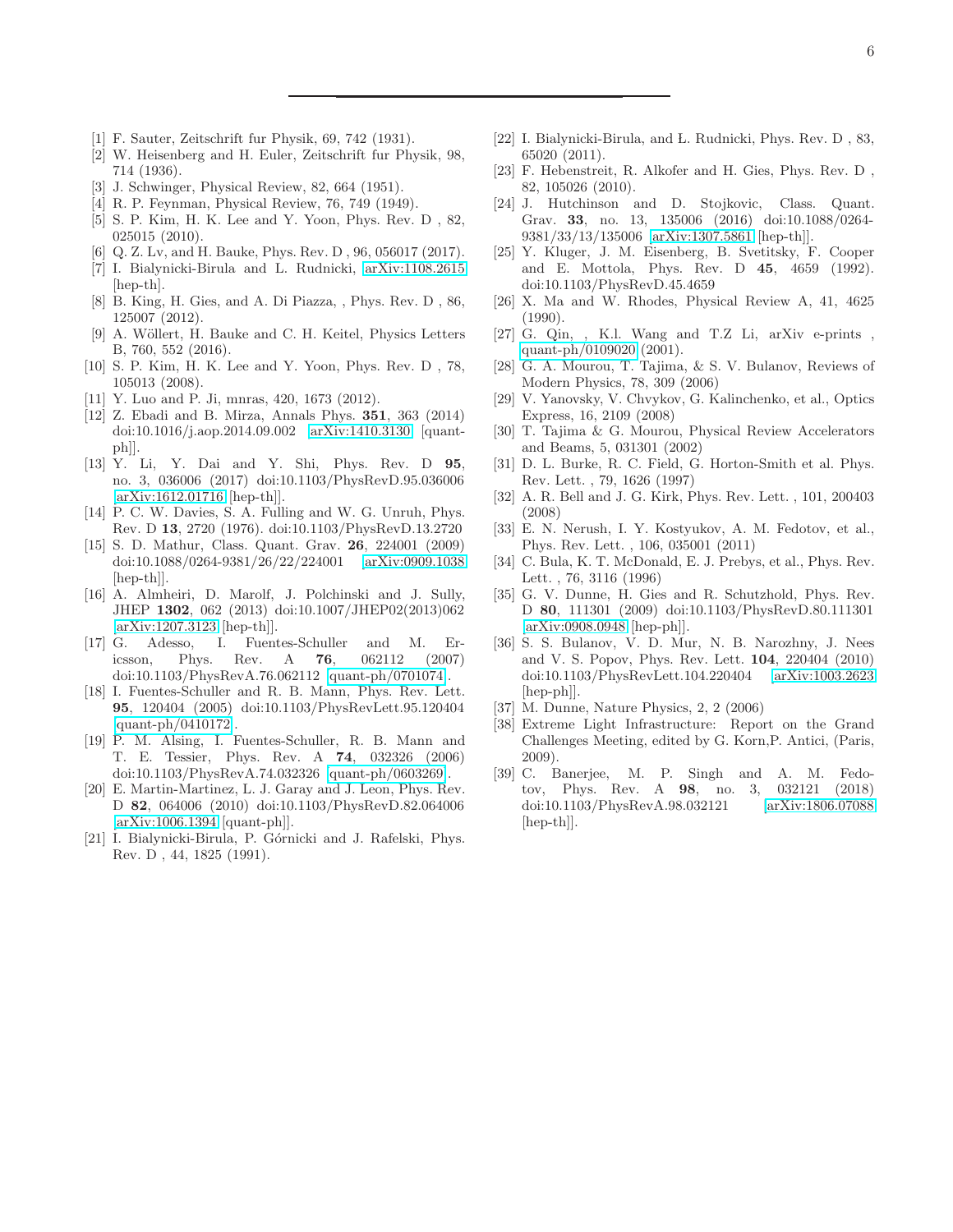[1] F. Sauter, Zeitschrift fur Physik, 69, 742 (1931).

[2] W. Heisenberg and H. Euler, Zeitschrift fur Physik, 98, 714 (1936).

[3] J. Schwinger, Physical Review, 82, 664 (1951).

[4] R. P. Feynman, Physical Review, 76, 749 (1949).

[5] S. P. Kim, H. K. Lee and Y. Yoon, Phys. Rev. D , 82, 025015 (2010).

[6] Q. Z. Lv, and H. Bauke, Phys. Rev. D , 96, 056017 (2017).

[7] I. Bialynicki-Birula and L. Rudnicki, arXiv:1108.2615 [hep-th].

[8] B. King, H. Gies, and A. Di Piazza, , Phys. Rev. D , 86, 125007 (2012).

[9] A. Wöllert, H. Bauke and C. H. Keitel, Physics Letters B, 760, 552 (2016).

[10] S. P. Kim, H. K. Lee and Y. Yoon, Phys. Rev. D , 78, 105013 (2008).

[11] Y. Luo and P. Ji, mnras, 420, 1673 (2012).

[12] Z. Ebadi and B. Mirza, Annals Phys. **351**, 363 (2014) doi:10.1016/j.aop.2014.09.002 [arXiv:1410.3130 [quant-ph]].

[13] Y. Li, Y. Dai and Y. Shi, Phys. Rev. D **95**, no. 3, 036006 (2017) doi:10.1103/PhysRevD.95.036006 [arXiv:1612.01716 [hep-th]].

[14] P. C. W. Davies, S. A. Fulling and W. G. Unruh, Phys. Rev. D **13**, 2720 (1976). doi:10.1103/PhysRevD.13.2720

[15] S. D. Mathur, Class. Quant. Grav. **26**, 224001 (2009) doi:10.1088/0264-9381/26/22/224001 [arXiv:0909.1038 [hep-th]].

[16] A. Almheiri, D. Marolf, J. Polchinski and J. Sully, JHEP **1302**, 062 (2013) doi:10.1007/JHEP02(2013)062 [arXiv:1207.3123 [hep-th]].

[17] G. Adesso, I. Fuentes-Schuller and M. Ericsson, Phys. Rev. A **76**, 062112 (2007) doi:10.1103/PhysRevA.76.062112 [quant-ph/0701074].

[18] I. Fuentes-Schuller and R. B. Mann, Phys. Rev. Lett. **95**, 120404 (2005) doi:10.1103/PhysRevLett.95.120404 [quant-ph/0410172].

[19] P. M. Alsing, I. Fuentes-Schuller, R. B. Mann and T. E. Tessier, Phys. Rev. A **74**, 032326 (2006) doi:10.1103/PhysRevA.74.032326 [quant-ph/0603269].

[20] E. Martin-Martinez, L. J. Garay and J. Leon, Phys. Rev. D **82**, 064006 (2010) doi:10.1103/PhysRevD.82.064006 [arXiv:1006.1394 [quant-ph]].

[21] I. Bialynicki-Birula, P. Górnicki and J. Rafelski, Phys. Rev. D , 44, 1825 (1991).

[22] I. Bialynicki-Birula, and Ł. Rudnicki, Phys. Rev. D , 83, 65020 (2011).

[23] F. Hebenstreit, R. Alkofer and H. Gies, Phys. Rev. D , 82, 105026 (2010).

[24] J. Hutchinson and D. Stojkovic, Class. Quant. Grav. **33**, no. 13, 135006 (2016) doi:10.1088/0264-9381/33/13/135006 [arXiv:1307.5861 [hep-th]].

[25] Y. Kluger, J. M. Eisenberg, B. Svetitsky, F. Cooper and E. Mottola, Phys. Rev. D **45**, 4659 (1992). doi:10.1103/PhysRevD.45.4659

[26] X. Ma and W. Rhodes, Physical Review A, 41, 4625 (1990).

[27] G. Qin, , K.l. Wang and T.Z Li, arXiv e-prints , quant-ph/0109020 (2001).

[28] G. A. Mourou, T. Tajima, & S. V. Bulanov, Reviews of Modern Physics, 78, 309 (2006)

[29] V. Yanovsky, V. Chvykov, G. Kalinchenko, et al., Optics Express, 16, 2109 (2008)

[30] T. Tajima & G. Mourou, Physical Review Accelerators and Beams, 5, 031301 (2002)

[31] D. L. Burke, R. C. Field, G. Horton-Smith et al. Phys. Rev. Lett. , 79, 1626 (1997)

[32] A. R. Bell and J. G. Kirk, Phys. Rev. Lett. , 101, 200403 (2008)

[33] E. N. Nerush, I. Y. Kostyukov, A. M. Fedotov, et al., Phys. Rev. Lett. , 106, 035001 (2011)

[34] C. Bula, K. T. McDonald, E. J. Prebys, et al., Phys. Rev. Lett. , 76, 3116 (1996)

[35] G. V. Dunne, H. Gies and R. Schutzhold, Phys. Rev. D **80**, 111301 (2009) doi:10.1103/PhysRevD.80.111301 [arXiv:0908.0948 [hep-ph]].

[36] S. S. Bulanov, V. D. Mur, N. B. Narozhny, J. Nees and V. S. Popov, Phys. Rev. Lett. **104**, 220404 (2010) doi:10.1103/PhysRevLett.104.220404 [arXiv:1003.2623 [hep-ph]].

[37] M. Dunne, Nature Physics, 2, 2 (2006)

[38] Extreme Light Infrastructure: Report on the Grand Challenges Meeting, edited by G. Korn,P. Antici, (Paris, 2009).

[39] C. Banerjee, M. P. Singh and A. M. Fedotov, Phys. Rev. A **98**, no. 3, 032121 (2018) doi:10.1103/PhysRevA.98.032121 [arXiv:1806.07088 [hep-th]].